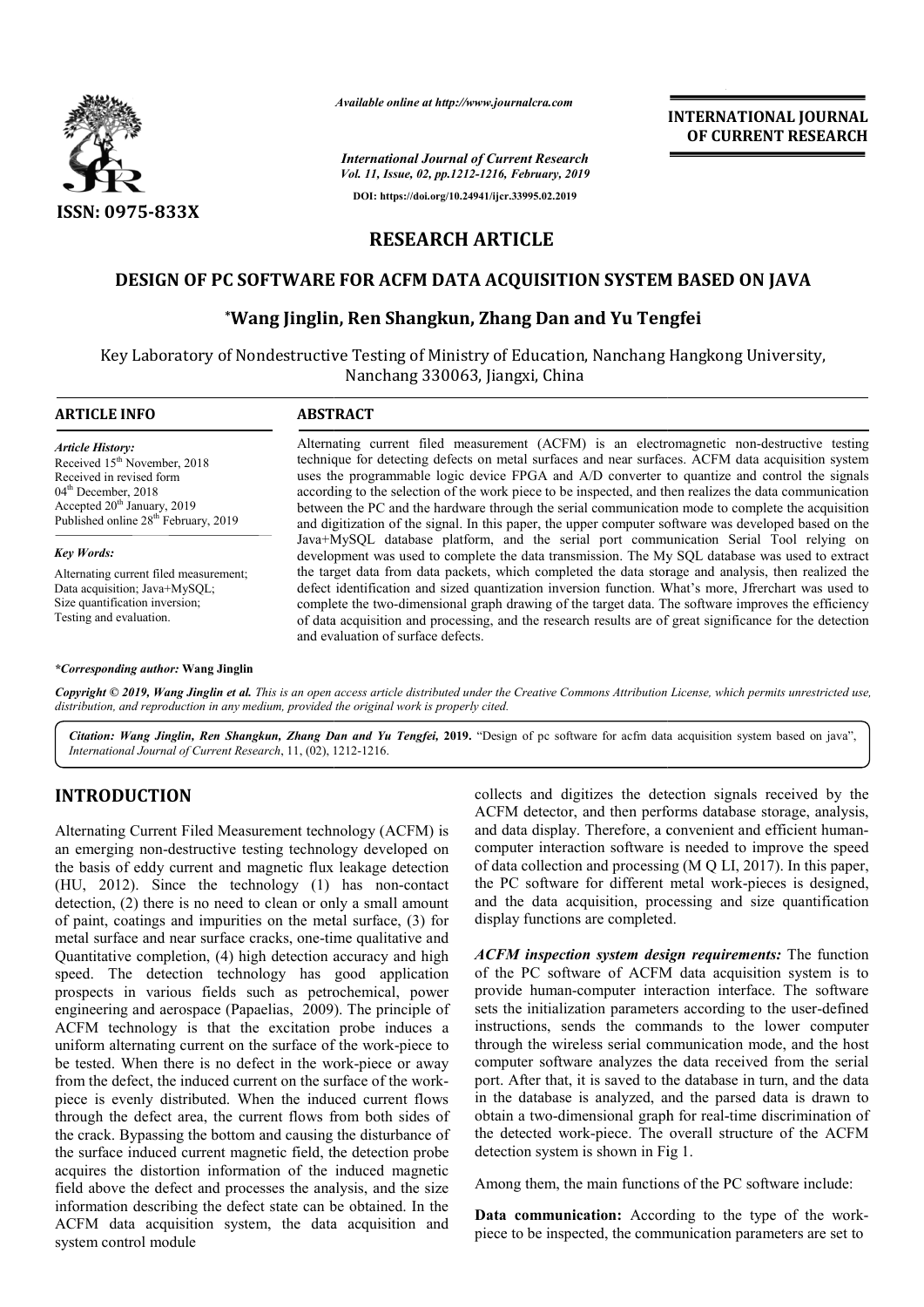# RESEARCH ARTICLE

## DESIGN OF PC SOFTWARE FOR ACFM DATA ACQUISITION SYSTEM BASED ON JAVA

**\*Wang Jinglin, Ren Shangkun, Zhang Dan and Yu Tengfei**

Key Laboratory of Nondestructive Testing of Ministry of Education, Nanchang Hangkong University, Nanchang 330063, Jiangxi, China

### ARTICLE INFO

***Article History:***
Received 15th November, 2018
Received in revised form
04th December, 2018
Accepted 20th January, 2019
Published online 28th February, 2019

***Key Words:***
Alternating current filed measurement;
Data acquisition; Java+MySQL;
Size quantification inversion;
Testing and evaluation.

### ABSTRACT

Alternating current filed measurement (ACFM) is an electromagnetic non-destructive testing technique for detecting defects on metal surfaces and near surfaces. ACFM data acquisition system uses the programmable logic device FPGA and A/D converter to quantize and control the signals according to the selection of the work piece to be inspected, and then realizes the data communication between the PC and the hardware through the serial communication mode to complete the acquisition and digitization of the signal. In this paper, the upper computer software was developed based on the Java+MySQL database platform, and the serial port communication Serial Tool relying on development was used to complete the data transmission. The My SQL database was used to extract the target data from data packets, which completed the data storage and analysis, then realized the defect identification and sized quantization inversion function. What's more, Jfrerchart was used to complete the two-dimensional graph drawing of the target data. The software improves the efficiency of data acquisition and processing, and the research results are of great significance for the detection and evaluation of surface defects.

***\*Corresponding author:*** **Wang Jinglin**

*Copyright © 2019, Wang Jinglin et al. This is an open access article distributed under the Creative Commons Attribution License, which permits unrestricted use, distribution, and reproduction in any medium, provided the original work is properly cited.*

*Citation: Wang Jinglin, Ren Shangkun, Zhang Dan and Yu Tengfei,* **2019.** "Design of pc software for acfm data acquisition system based on java", *International Journal of Current Research*, 11, (02), 1212-1216.

## INTRODUCTION

Alternating Current Filed Measurement technology (ACFM) is an emerging non-destructive testing technology developed on the basis of eddy current and magnetic flux leakage detection (HU, 2012). Since the technology (1) has non-contact detection, (2) there is no need to clean or only a small amount of paint, coatings and impurities on the metal surface, (3) for metal surface and near surface cracks, one-time qualitative and Quantitative completion, (4) high detection accuracy and high speed. The detection technology has good application prospects in various fields such as petrochemical, power engineering and aerospace (Papaelias, 2009). The principle of ACFM technology is that the excitation probe induces a uniform alternating current on the surface of the work-piece to be tested. When there is no defect in the work-piece or away from the defect, the induced current on the surface of the work-piece is evenly distributed. When the induced current flows through the defect area, the current flows from both sides of the crack. Bypassing the bottom and causing the disturbance of the surface induced current magnetic field, the detection probe acquires the distortion information of the induced magnetic field above the defect and processes the analysis, and the size information describing the defect state can be obtained. In the ACFM data acquisition system, the data acquisition and system control module collects and digitizes the detection signals received by the ACFM detector, and then performs database storage, analysis, and data display. Therefore, a convenient and efficient human-computer interaction software is needed to improve the speed of data collection and processing (M Q LI, 2017). In this paper, the PC software for different metal work-pieces is designed, and the data acquisition, processing and size quantification display functions are completed.

***ACFM inspection system design requirements:*** The function of the PC software of ACFM data acquisition system is to provide human-computer interaction interface. The software sets the initialization parameters according to the user-defined instructions, sends the commands to the lower computer through the wireless serial communication mode, and the host computer software analyzes the data received from the serial port. After that, it is saved to the database in turn, and the data in the database is analyzed, and the parsed data is drawn to obtain a two-dimensional graph for real-time discrimination of the detected work-piece. The overall structure of the ACFM detection system is shown in Fig 1.

Among them, the main functions of the PC software include:

**Data communication:** According to the type of the work-piece to be inspected, the communication parameters are set to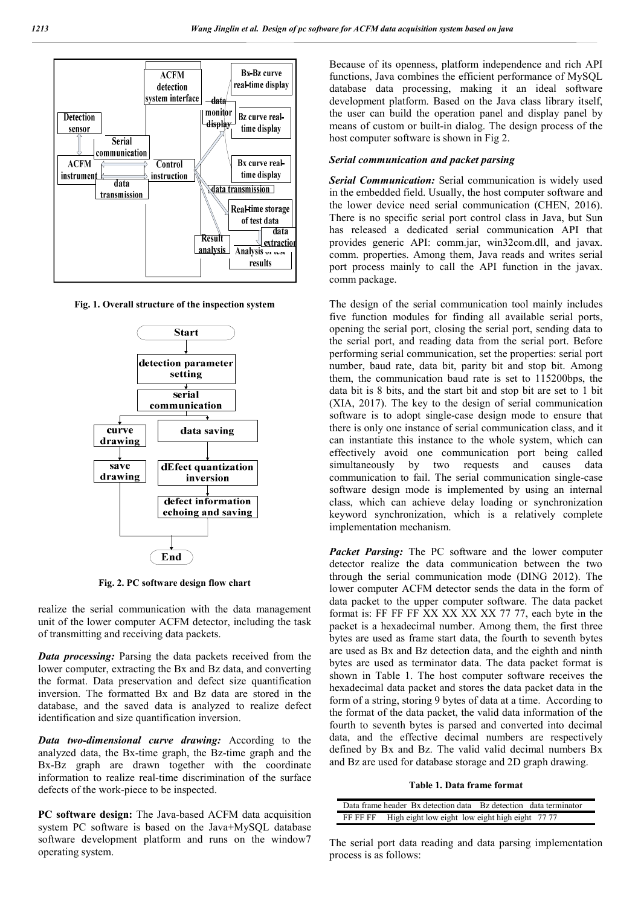Fig. 1. Overall structure of the inspection system

Fig. 2. PC software design flow chart

realize the serial communication with the data management unit of the lower computer ACFM detector, including the task of transmitting and receiving data packets.

***Data processing:*** Parsing the data packets received from the lower computer, extracting the Bx and Bz data, and converting the format. Data preservation and defect size quantification inversion. The formatted Bx and Bz data are stored in the database, and the saved data is analyzed to realize defect identification and size quantification inversion.

***Data two-dimensional curve drawing:*** According to the analyzed data, the Bx-time graph, the Bz-time graph and the Bx-Bz graph are drawn together with the coordinate information to realize real-time discrimination of the surface defects of the work-piece to be inspected.

**PC software design:** The Java-based ACFM data acquisition system PC software is based on the Java+MySQL database software development platform and runs on the window7 operating system.

Because of its openness, platform independence and rich API functions, Java combines the efficient performance of MySQL database data processing, making it an ideal software development platform. Based on the Java class library itself, the user can build the operation panel and display panel by means of custom or built-in dialog. The design process of the host computer software is shown in Fig 2.

### *Serial communication and packet parsing*

***Serial Communication:*** Serial communication is widely used in the embedded field. Usually, the host computer software and the lower device need serial communication (CHEN, 2016). There is no specific serial port control class in Java, but Sun has released a dedicated serial communication API that provides generic API: comm.jar, win32com.dll, and javax. comm. properties. Among them, Java reads and writes serial port process mainly to call the API function in the javax. comm package.

The design of the serial communication tool mainly includes five function modules for finding all available serial ports, opening the serial port, closing the serial port, sending data to the serial port, and reading data from the serial port. Before performing serial communication, set the properties: serial port number, baud rate, data bit, parity bit and stop bit. Among them, the communication baud rate is set to 115200bps, the data bit is 8 bits, and the start bit and stop bit are set to 1 bit (XIA, 2017). The key to the design of serial communication software is to adopt single-case design mode to ensure that there is only one instance of serial communication class, and it can instantiate this instance to the whole system, which can effectively avoid one communication port being called simultaneously by two requests and causes data communication to fail. The serial communication single-case software design mode is implemented by using an internal class, which can achieve delay loading or synchronization keyword synchronization, which is a relatively complete implementation mechanism.

***Packet Parsing:*** The PC software and the lower computer detector realize the data communication between the two through the serial communication mode (DING 2012). The lower computer ACFM detector sends the data in the form of data packet to the upper computer software. The data packet format is: FF FF FF XX XX XX XX 77 77, each byte in the packet is a hexadecimal number. Among them, the first three bytes are used as frame start data, the fourth to seventh bytes are used as Bx and Bz detection data, and the eighth and ninth bytes are used as terminator data. The data packet format is shown in Table 1. The host computer software receives the hexadecimal data packet and stores the data packet data in the form of a string, storing 9 bytes of data at a time. According to the format of the data packet, the valid data information of the fourth to seventh bytes is parsed and converted into decimal data, and the effective decimal numbers are respectively defined by Bx and Bz. The valid valid decimal numbers Bx and Bz are used for database storage and 2D graph drawing.

**Table 1. Data frame format**

| Data frame header | Bx detection data | Bz detection | data terminator |
|---|---|---|---|
| FF FF FF | High eight low eight | low eight high eight | 77 77 |

The serial port data reading and data parsing implementation process is as follows: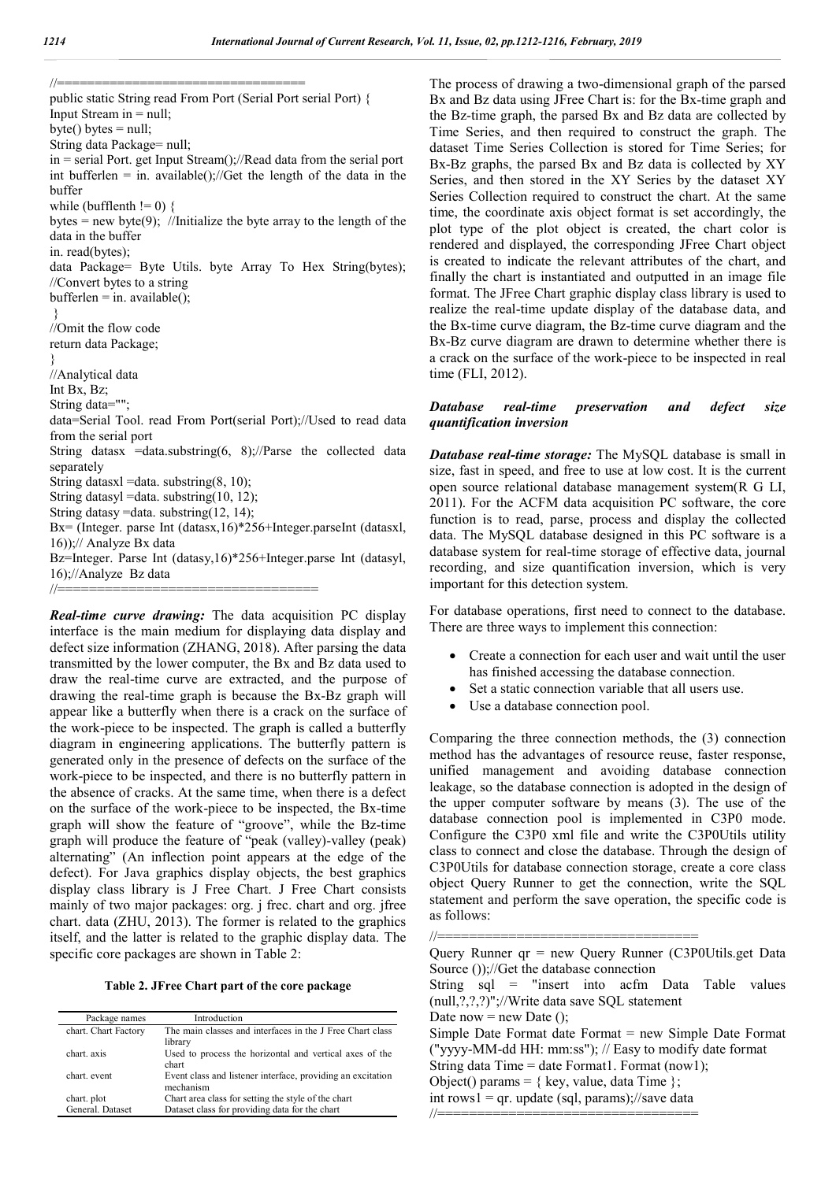```
//=================================
public static String read From Port (Serial Port serial Port) {
Input Stream in = null;
byte() bytes = null;
String data Package= null;
in = serial Port. get Input Stream();//Read data from the serial port
int bufferlen = in. available();//Get the length of the data in the buffer
while (bufflenth != 0) {
bytes = new byte(9); //Initialize the byte array to the length of the data in the buffer
in. read(bytes);
data Package= Byte Utils. byte Array To Hex String(bytes);
//Convert bytes to a string
bufferlen = in. available();
}
//Omit the flow code
return data Package;
}
//Analytical data
Int Bx, Bz;
String data="";
data=Serial Tool. read From Port(serial Port);//Used to read data from the serial port
String datasx =data.substring(6, 8);//Parse the collected data separately
String datasxl =data. substring(8, 10);
String datasyl =data. substring(10, 12);
String datasy =data. substring(12, 14);
Bx= (Integer. parse Int (datasx,16)*256+Integer.parseInt (datasxl, 16));// Analyze Bx data
Bz=Integer. Parse Int (datasy,16)*256+Integer.parse Int (datasyl, 16);//Analyze Bz data
//==================================
```

***Real-time curve drawing:*** The data acquisition PC display interface is the main medium for displaying data display and defect size information (ZHANG, 2018). After parsing the data transmitted by the lower computer, the Bx and Bz data used to draw the real-time curve are extracted, and the purpose of drawing the real-time graph is because the Bx-Bz graph will appear like a butterfly when there is a crack on the surface of the work-piece to be inspected. The graph is called a butterfly diagram in engineering applications. The butterfly pattern is generated only in the presence of defects on the surface of the work-piece to be inspected, and there is no butterfly pattern in the absence of cracks. At the same time, when there is a defect on the surface of the work-piece to be inspected, the Bx-time graph will show the feature of "groove", while the Bz-time graph will produce the feature of "peak (valley)-valley (peak) alternating" (An inflection point appears at the edge of the defect). For Java graphics display objects, the best graphics display class library is J Free Chart. J Free Chart consists mainly of two major packages: org. j frec. chart and org. jfree chart. data (ZHU, 2013). The former is related to the graphics itself, and the latter is related to the graphic display data. The specific core packages are shown in Table 2:

**Table 2. JFree Chart part of the core package**

| Package names | Introduction |
|---|---|
| chart. Chart Factory | The main classes and interfaces in the J Free Chart class library |
| chart. axis | Used to process the horizontal and vertical axes of the chart |
| chart. event | Event class and listener interface, providing an excitation mechanism |
| chart. plot | Chart area class for setting the style of the chart |
| General. Dataset | Dataset class for providing data for the chart |

The process of drawing a two-dimensional graph of the parsed Bx and Bz data using JFree Chart is: for the Bx-time graph and the Bz-time graph, the parsed Bx and Bz data are collected by Time Series, and then required to construct the graph. The dataset Time Series Collection is stored for Time Series; for Bx-Bz graphs, the parsed Bx and Bz data is collected by XY Series, and then stored in the XY Series by the dataset XY Series Collection required to construct the chart. At the same time, the coordinate axis object format is set accordingly, the plot type of the plot object is created, the chart color is rendered and displayed, the corresponding JFree Chart object is created to indicate the relevant attributes of the chart, and finally the chart is instantiated and outputted in an image file format. The JFree Chart graphic display class library is used to realize the real-time update display of the database data, and the Bx-time curve diagram, the Bz-time curve diagram and the Bx-Bz curve diagram are drawn to determine whether there is a crack on the surface of the work-piece to be inspected in real time (FLI, 2012).

### *Database real-time preservation and defect size quantification inversion*

***Database real-time storage:*** The MySQL database is small in size, fast in speed, and free to use at low cost. It is the current open source relational database management system(R G LI, 2011). For the ACFM data acquisition PC software, the core function is to read, parse, process and display the collected data. The MySQL database designed in this PC software is a database system for real-time storage of effective data, journal recording, and size quantification inversion, which is very important for this detection system.

For database operations, first need to connect to the database. There are three ways to implement this connection:

- Create a connection for each user and wait until the user has finished accessing the database connection.
- Set a static connection variable that all users use.
- Use a database connection pool.

Comparing the three connection methods, the (3) connection method has the advantages of resource reuse, faster response, unified management and avoiding database connection leakage, so the database connection is adopted in the design of the upper computer software by means (3). The use of the database connection pool is implemented in C3P0 mode. Configure the C3P0 xml file and write the C3P0Utils utility class to connect and close the database. Through the design of C3P0Utils for database connection storage, create a core class object Query Runner to get the connection, write the SQL statement and perform the save operation, the specific code is as follows:

```
//=================================
Query Runner qr = new Query Runner (C3P0Utils.get Data Source ());//Get the database connection
String sql = "insert into acfm Data Table values (null,?,?,?)";//Write data save SQL statement
Date now = new Date ();
Simple Date Format date Format = new Simple Date Format ("yyyy-MM-dd HH: mm:ss"); // Easy to modify date format
String data Time = date Format1. Format (now1);
Object() params = { key, value, data Time };
int rows1 = qr. update (sql, params);//save data
//=================================
```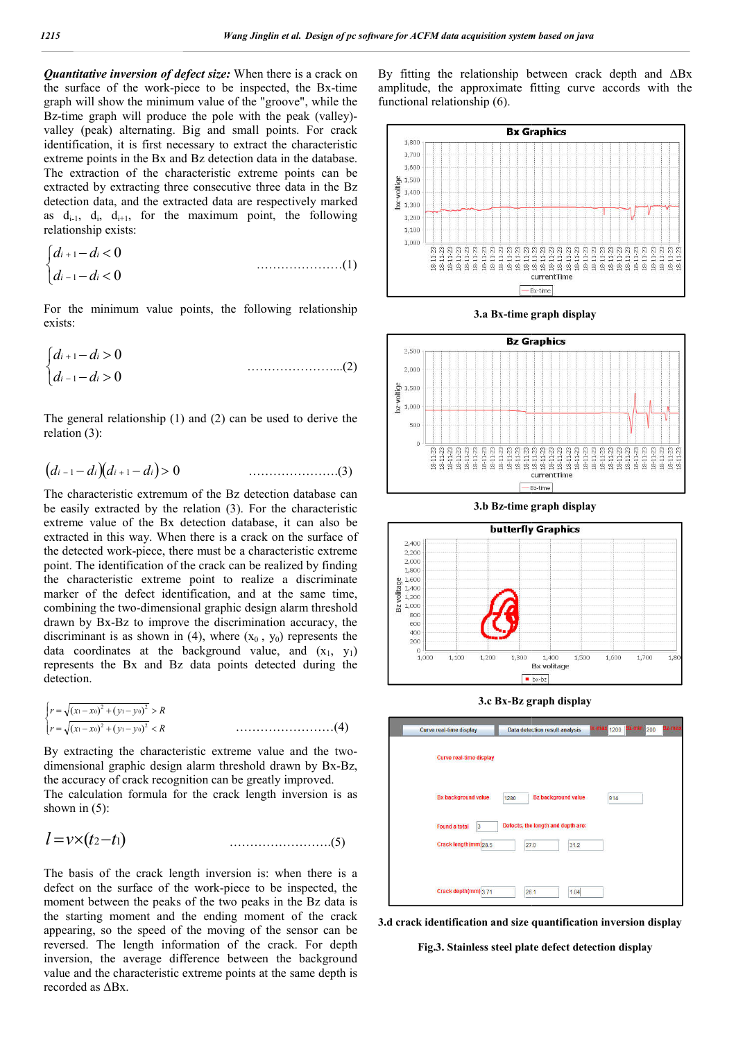***Quantitative inversion of defect size:*** When there is a crack on the surface of the work-piece to be inspected, the Bx-time graph will show the minimum value of the "groove", while the Bz-time graph will produce the pole with the peak (valley)-valley (peak) alternating. Big and small points. For crack identification, it is first necessary to extract the characteristic extreme points in the Bx and Bz detection data in the database. The extraction of the characteristic extreme points can be extracted by extracting three consecutive three data in the Bz detection data, and the extracted data are respectively marked as $d_{i-1}$, $d_i$, $d_{i+1}$, for the maximum point, the following relationship exists:

$$\begin{cases} d_{i+1} - d_i < 0 \\ d_{i-1} - d_i < 0 \end{cases} \qquad (1)$$

For the minimum value points, the following relationship exists:

$$\begin{cases} d_{i+1} - d_i > 0 \\ d_{i-1} - d_i > 0 \end{cases} \qquad (2)$$

The general relationship (1) and (2) can be used to derive the relation (3):

$$(d_{i-1} - d_i)(d_{i+1} - d_i) > 0 \qquad (3)$$

The characteristic extremum of the Bz detection database can be easily extracted by the relation (3). For the characteristic extreme value of the Bx detection database, it can also be extracted in this way. When there is a crack on the surface of the detected work-piece, there must be a characteristic extreme point. The identification of the crack can be realized by finding the characteristic extreme point to realize a discriminate marker of the defect identification, and at the same time, combining the two-dimensional graphic design alarm threshold drawn by Bx-Bz to improve the discrimination accuracy, the discriminant is as shown in (4), where ($x_0$, $y_0$) represents the data coordinates at the background value, and ($x_1$, $y_1$) represents the Bx and Bz data points detected during the detection.

$$\begin{cases} r = \sqrt{(x_1 - x_0)^2 + (y_1 - y_0)^2} > R \\ r = \sqrt{(x_1 - x_0)^2 + (y_1 - y_0)^2} < R \end{cases} \qquad (4)$$

By extracting the characteristic extreme value and the two-dimensional graphic design alarm threshold drawn by Bx-Bz, the accuracy of crack recognition can be greatly improved.
The calculation formula for the crack length inversion is as shown in (5):

$$l = v \times (t_2 - t_1) \qquad (5)$$

The basis of the crack length inversion is: when there is a defect on the surface of the work-piece to be inspected, the moment between the peaks of the two peaks in the Bz data is the starting moment and the ending moment of the crack appearing, so the speed of the moving of the sensor can be reversed. The length information of the crack. For depth inversion, the average difference between the background value and the characteristic extreme points at the same depth is recorded as ΔBx.

By fitting the relationship between crack depth and ΔBx amplitude, the approximate fitting curve accords with the functional relationship (6).

3.a Bx-time graph display

3.b Bz-time graph display

3.c Bx-Bz graph display

3.d crack identification and size quantification inversion display

**Fig.3. Stainless steel plate defect detection display**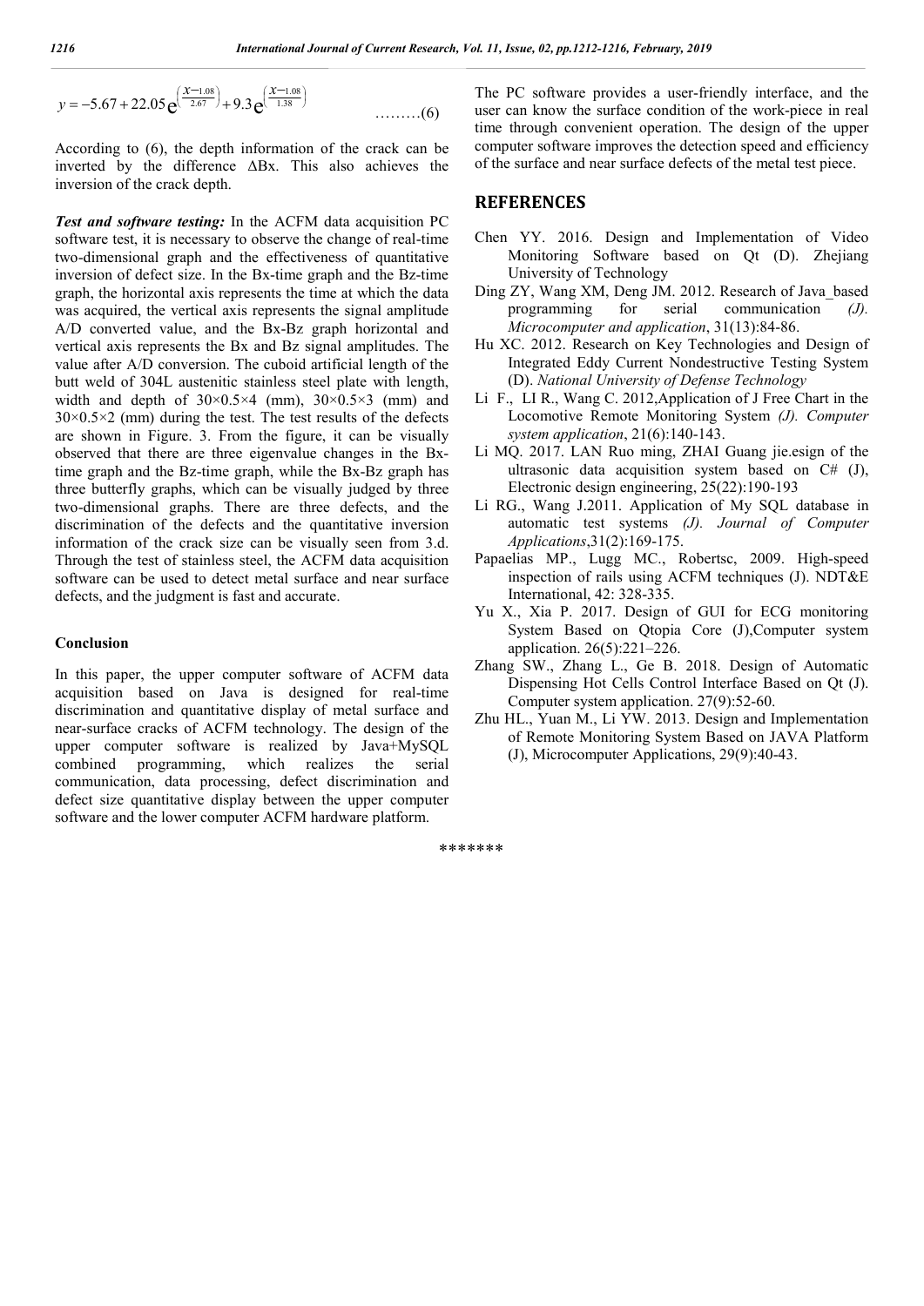$$y = -5.67 + 22.05e^{\left(\frac{x-1.08}{2.67}\right)} + 9.3e^{\left(\frac{x-1.08}{1.38}\right)} \quad \text{………(6)}$$

According to (6), the depth information of the crack can be inverted by the difference ΔBx. This also achieves the inversion of the crack depth.

***Test and software testing:*** In the ACFM data acquisition PC software test, it is necessary to observe the change of real-time two-dimensional graph and the effectiveness of quantitative inversion of defect size. In the Bx-time graph and the Bz-time graph, the horizontal axis represents the time at which the data was acquired, the vertical axis represents the signal amplitude A/D converted value, and the Bx-Bz graph horizontal and vertical axis represents the Bx and Bz signal amplitudes. The value after A/D conversion. The cuboid artificial length of the butt weld of 304L austenitic stainless steel plate with length, width and depth of 30×0.5×4 (mm), 30×0.5×3 (mm) and 30×0.5×2 (mm) during the test. The test results of the defects are shown in Figure. 3. From the figure, it can be visually observed that there are three eigenvalue changes in the Bx-time graph and the Bz-time graph, while the Bx-Bz graph has three butterfly graphs, which can be visually judged by three two-dimensional graphs. There are three defects, and the discrimination of the defects and the quantitative inversion information of the crack size can be visually seen from 3.d. Through the test of stainless steel, the ACFM data acquisition software can be used to detect metal surface and near surface defects, and the judgment is fast and accurate.

## Conclusion

In this paper, the upper computer software of ACFM data acquisition based on Java is designed for real-time discrimination and quantitative display of metal surface and near-surface cracks of ACFM technology. The design of the upper computer software is realized by Java+MySQL combined programming, which realizes the serial communication, data processing, defect discrimination and defect size quantitative display between the upper computer software and the lower computer ACFM hardware platform.

The PC software provides a user-friendly interface, and the user can know the surface condition of the work-piece in real time through convenient operation. The design of the upper computer software improves the detection speed and efficiency of the surface and near surface defects of the metal test piece.

## REFERENCES

Chen YY. 2016. Design and Implementation of Video Monitoring Software based on Qt (D). Zhejiang University of Technology

Ding ZY, Wang XM, Deng JM. 2012. Research of Java_based programming for serial communication *(J). Microcomputer and application*, 31(13):84-86.

Hu XC. 2012. Research on Key Technologies and Design of Integrated Eddy Current Nondestructive Testing System (D). *National University of Defense Technology*

Li F., LI R., Wang C. 2012,Application of J Free Chart in the Locomotive Remote Monitoring System *(J). Computer system application*, 21(6):140-143.

Li MQ. 2017. LAN Ruo ming, ZHAI Guang jie.esign of the ultrasonic data acquisition system based on C# (J), Electronic design engineering, 25(22):190-193

Li RG., Wang J.2011. Application of My SQL database in automatic test systems *(J). Journal of Computer Applications*,31(2):169-175.

Papaelias MP., Lugg MC., Robertsc, 2009. High-speed inspection of rails using ACFM techniques (J). NDT&E International, 42: 328-335.

Yu X., Xia P. 2017. Design of GUI for ECG monitoring System Based on Qtopia Core (J),Computer system application. 26(5):221–226.

Zhang SW., Zhang L., Ge B. 2018. Design of Automatic Dispensing Hot Cells Control Interface Based on Qt (J). Computer system application. 27(9):52-60.

Zhu HL., Yuan M., Li YW. 2013. Design and Implementation of Remote Monitoring System Based on JAVA Platform (J), Microcomputer Applications, 29(9):40-43.

*******